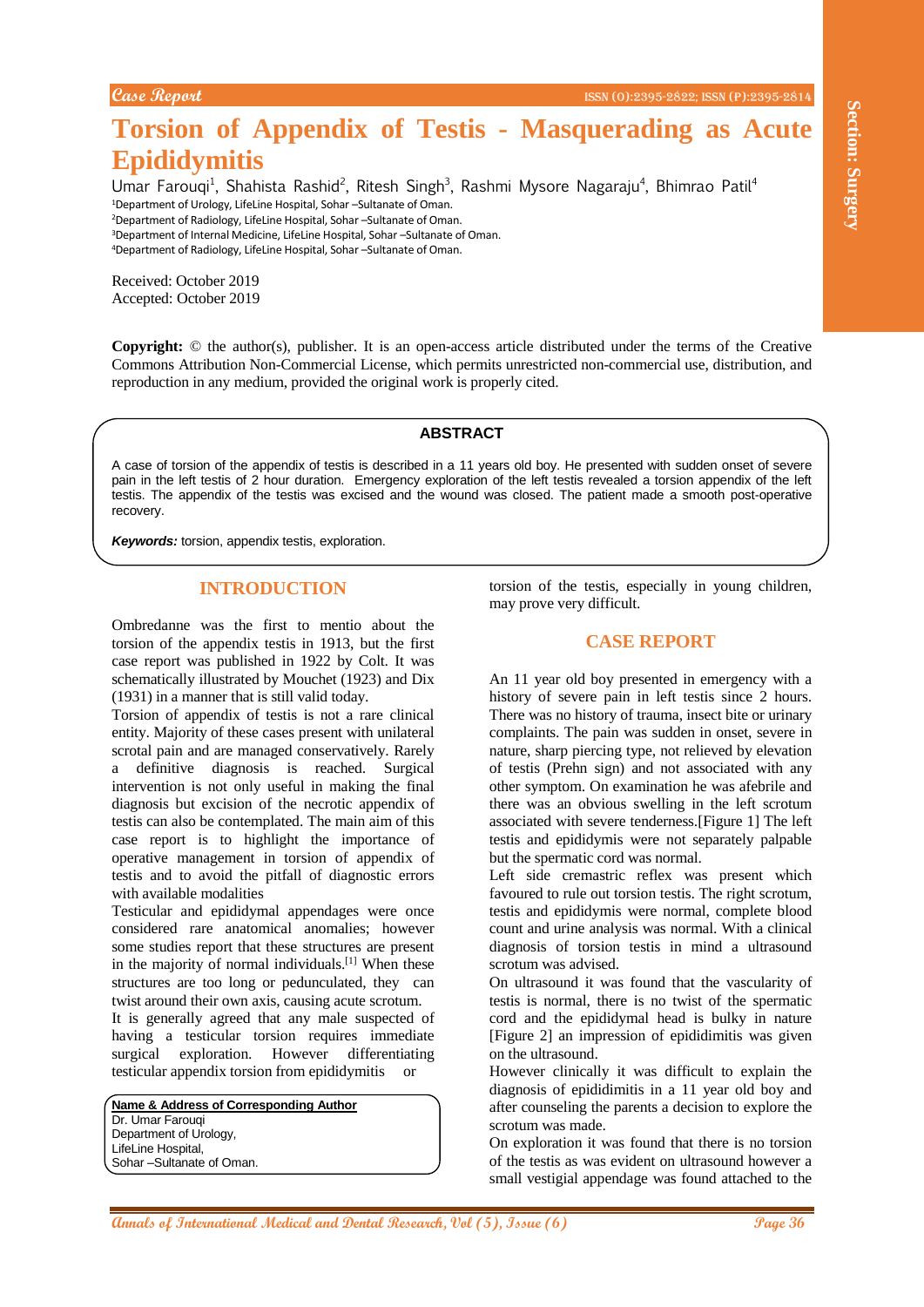Case Report

# Torsion of Appendix of Testis - Masquerading as Acute Epididymitis

Umar Farouqi[1], Shahista Rashid[2], Ritesh Singh[3], Rashmi Mysore Nagaraju[4], Bhimrao Patil[4]

[1]Department of Urology, LifeLine Hospital, Sohar –Sultanate of Oman.
[2]Department of Radiology, LifeLine Hospital, Sohar –Sultanate of Oman.
[3]Department of Internal Medicine, LifeLine Hospital, Sohar –Sultanate of Oman.
[4]Department of Radiology, LifeLine Hospital, Sohar –Sultanate of Oman.

Received: October 2019
Accepted: October 2019

**Copyright:** © the author(s), publisher. It is an open-access article distributed under the terms of the Creative Commons Attribution Non-Commercial License, which permits unrestricted non-commercial use, distribution, and reproduction in any medium, provided the original work is properly cited.

## ABSTRACT

A case of torsion of the appendix of testis is described in a 11 years old boy. He presented with sudden onset of severe pain in the left testis of 2 hour duration. Emergency exploration of the left testis revealed a torsion appendix of the left testis. The appendix of the testis was excised and the wound was closed. The patient made a smooth post-operative recovery.

***Keywords:*** torsion, appendix testis, exploration.

## INTRODUCTION

Ombredanne was the first to mentio about the torsion of the appendix testis in 1913, but the first case report was published in 1922 by Colt. It was schematically illustrated by Mouchet (1923) and Dix (1931) in a manner that is still valid today.

Torsion of appendix of testis is not a rare clinical entity. Majority of these cases present with unilateral scrotal pain and are managed conservatively. Rarely a definitive diagnosis is reached. Surgical intervention is not only useful in making the final diagnosis but excision of the necrotic appendix of testis can also be contemplated. The main aim of this case report is to highlight the importance of operative management in torsion of appendix of testis and to avoid the pitfall of diagnostic errors with available modalities

Testicular and epididymal appendages were once considered rare anatomical anomalies; however some studies report that these structures are present in the majority of normal individuals.[1] When these structures are too long or pedunculated, they can twist around their own axis, causing acute scrotum.

It is generally agreed that any male suspected of having a testicular torsion requires immediate surgical exploration. However differentiating testicular appendix torsion from epididymitis or torsion of the testis, especially in young children, may prove very difficult.

**Name & Address of Corresponding Author**
Dr. Umar Farouqi
Department of Urology,
LifeLine Hospital,
Sohar –Sultanate of Oman.

## CASE REPORT

An 11 year old boy presented in emergency with a history of severe pain in left testis since 2 hours. There was no history of trauma, insect bite or urinary complaints. The pain was sudden in onset, severe in nature, sharp piercing type, not relieved by elevation of testis (Prehn sign) and not associated with any other symptom. On examination he was afebrile and there was an obvious swelling in the left scrotum associated with severe tenderness.[Figure 1] The left testis and epididymis were not separately palpable but the spermatic cord was normal.

Left side cremastric reflex was present which favoured to rule out torsion testis. The right scrotum, testis and epididymis were normal, complete blood count and urine analysis was normal. With a clinical diagnosis of torsion testis in mind a ultrasound scrotum was advised.

On ultrasound it was found that the vascularity of testis is normal, there is no twist of the spermatic cord and the epididymal head is bulky in nature [Figure 2] an impression of epididimitis was given on the ultrasound.

However clinically it was difficult to explain the diagnosis of epididimitis in a 11 year old boy and after counseling the parents a decision to explore the scrotum was made.

On exploration it was found that there is no torsion of the testis as was evident on ultrasound however a small vestigial appendage was found attached to the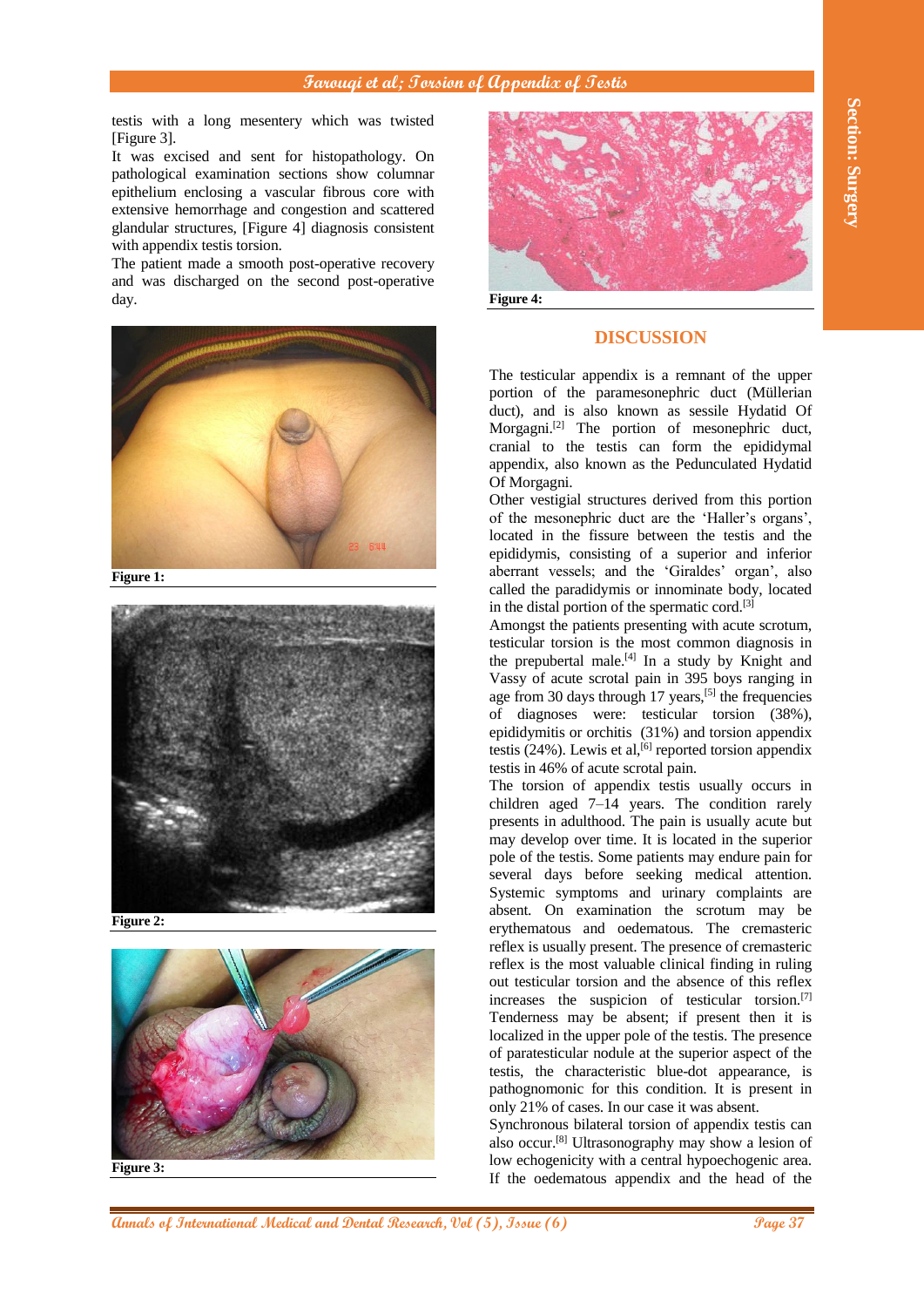testis with a long mesentery which was twisted [Figure 3].

It was excised and sent for histopathology. On pathological examination sections show columnar epithelium enclosing a vascular fibrous core with extensive hemorrhage and congestion and scattered glandular structures, [Figure 4] diagnosis consistent with appendix testis torsion.

The patient made a smooth post-operative recovery and was discharged on the second post-operative day.

Figure 1:

Figure 2:

Figure 3:

Figure 4:

## DISCUSSION

The testicular appendix is a remnant of the upper portion of the paramesonephric duct (Müllerian duct), and is also known as sessile Hydatid Of Morgagni.[2] The portion of mesonephric duct, cranial to the testis can form the epididymal appendix, also known as the Pedunculated Hydatid Of Morgagni.

Other vestigial structures derived from this portion of the mesonephric duct are the 'Haller's organs', located in the fissure between the testis and the epididymis, consisting of a superior and inferior aberrant vessels; and the 'Giraldes' organ', also called the paradidymis or innominate body, located in the distal portion of the spermatic cord.[3]

Amongst the patients presenting with acute scrotum, testicular torsion is the most common diagnosis in the prepubertal male.[4] In a study by Knight and Vassy of acute scrotal pain in 395 boys ranging in age from 30 days through 17 years,[5] the frequencies of diagnoses were: testicular torsion (38%), epididymitis or orchitis (31%) and torsion appendix testis (24%). Lewis et al,[6] reported torsion appendix testis in 46% of acute scrotal pain.

The torsion of appendix testis usually occurs in children aged 7–14 years. The condition rarely presents in adulthood. The pain is usually acute but may develop over time. It is located in the superior pole of the testis. Some patients may endure pain for several days before seeking medical attention. Systemic symptoms and urinary complaints are absent. On examination the scrotum may be erythematous and oedematous. The cremasteric reflex is usually present. The presence of cremasteric reflex is the most valuable clinical finding in ruling out testicular torsion and the absence of this reflex increases the suspicion of testicular torsion.[7] Tenderness may be absent; if present then it is localized in the upper pole of the testis. The presence of paratesticular nodule at the superior aspect of the testis, the characteristic blue-dot appearance, is pathognomonic for this condition. It is present in only 21% of cases. In our case it was absent.

Synchronous bilateral torsion of appendix testis can also occur.[8] Ultrasonography may show a lesion of low echogenicity with a central hypoechogenic area. If the oedematous appendix and the head of the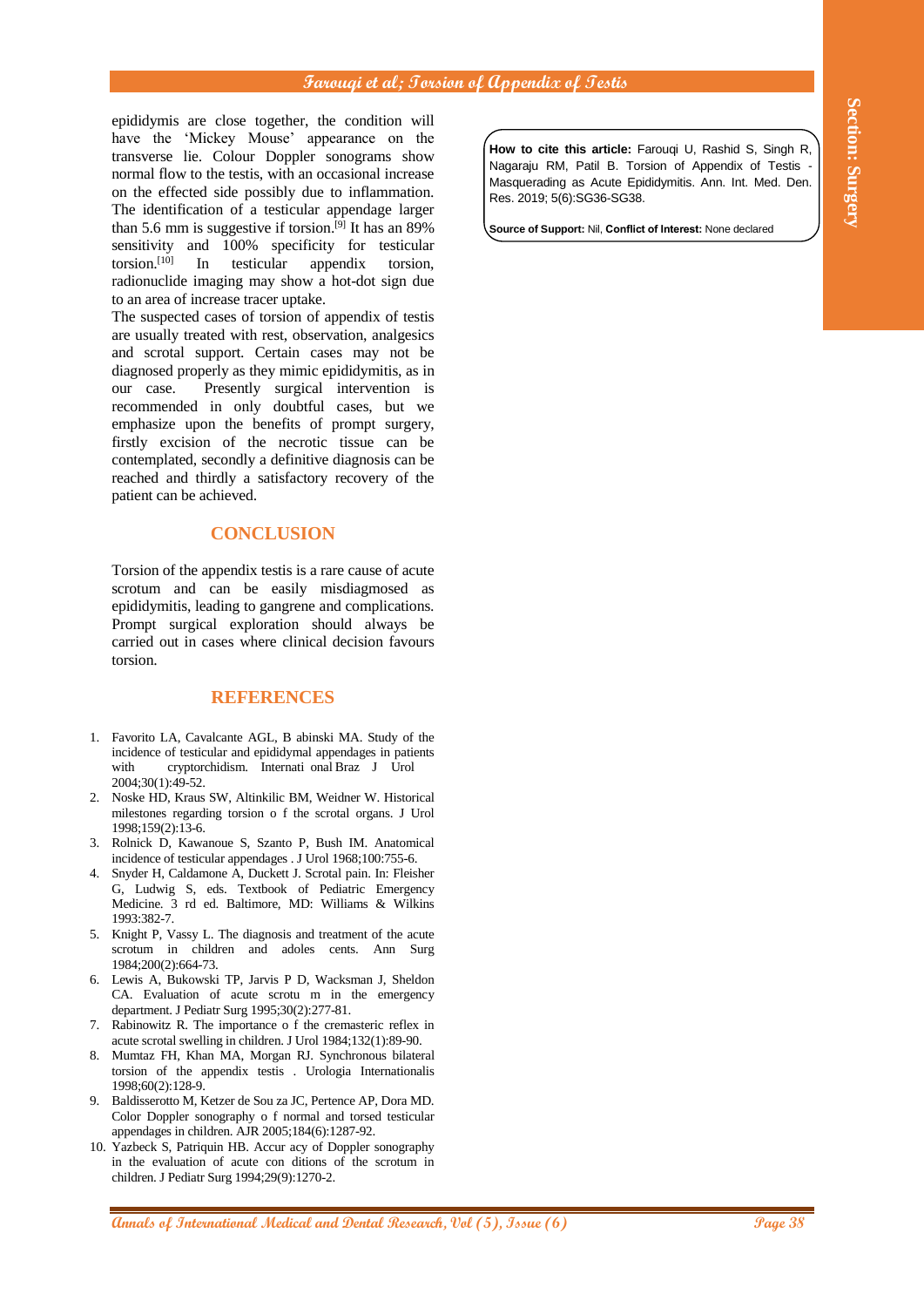epididymis are close together, the condition will have the 'Mickey Mouse' appearance on the transverse lie. Colour Doppler sonograms show normal flow to the testis, with an occasional increase on the effected side possibly due to inflammation. The identification of a testicular appendage larger than 5.6 mm is suggestive if torsion.[9] It has an 89% sensitivity and 100% specificity for testicular torsion.[10] In testicular appendix torsion, radionuclide imaging may show a hot-dot sign due to an area of increase tracer uptake.

The suspected cases of torsion of appendix of testis are usually treated with rest, observation, analgesics and scrotal support. Certain cases may not be diagnosed properly as they mimic epididymitis, as in our case. Presently surgical intervention is recommended in only doubtful cases, but we emphasize upon the benefits of prompt surgery, firstly excision of the necrotic tissue can be contemplated, secondly a definitive diagnosis can be reached and thirdly a satisfactory recovery of the patient can be achieved.

## CONCLUSION

Torsion of the appendix testis is a rare cause of acute scrotum and can be easily misdiagmosed as epididymitis, leading to gangrene and complications. Prompt surgical exploration should always be carried out in cases where clinical decision favours torsion.

## REFERENCES

1. Favorito LA, Cavalcante AGL, B abinski MA. Study of the incidence of testicular and epididymal appendages in patients with cryptorchidism. Internati onal Braz J Urol 2004;30(1):49-52.
2. Noske HD, Kraus SW, Altinkilic BM, Weidner W. Historical milestones regarding torsion o f the scrotal organs. J Urol 1998;159(2):13-6.
3. Rolnick D, Kawanoue S, Szanto P, Bush IM. Anatomical incidence of testicular appendages . J Urol 1968;100:755-6.
4. Snyder H, Caldamone A, Duckett J. Scrotal pain. In: Fleisher G, Ludwig S, eds. Textbook of Pediatric Emergency Medicine. 3 rd ed. Baltimore, MD: Williams & Wilkins 1993:382-7.
5. Knight P, Vassy L. The diagnosis and treatment of the acute scrotum in children and adoles cents. Ann Surg 1984;200(2):664-73.
6. Lewis A, Bukowski TP, Jarvis P D, Wacksman J, Sheldon CA. Evaluation of acute scrotu m in the emergency department. J Pediatr Surg 1995;30(2):277-81.
7. Rabinowitz R. The importance o f the cremasteric reflex in acute scrotal swelling in children. J Urol 1984;132(1):89-90.
8. Mumtaz FH, Khan MA, Morgan RJ. Synchronous bilateral torsion of the appendix testis . Urologia Internationalis 1998;60(2):128-9.
9. Baldisserotto M, Ketzer de Sou za JC, Pertence AP, Dora MD. Color Doppler sonography o f normal and torsed testicular appendages in children. AJR 2005;184(6):1287-92.
10. Yazbeck S, Patriquin HB. Accur acy of Doppler sonography in the evaluation of acute con ditions of the scrotum in children. J Pediatr Surg 1994;29(9):1270-2.

**How to cite this article:** Farouqi U, Rashid S, Singh R, Nagaraju RM, Patil B. Torsion of Appendix of Testis - Masquerading as Acute Epididymitis. Ann. Int. Med. Den. Res. 2019; 5(6):SG36-SG38.

**Source of Support:** Nil, **Conflict of Interest:** None declared